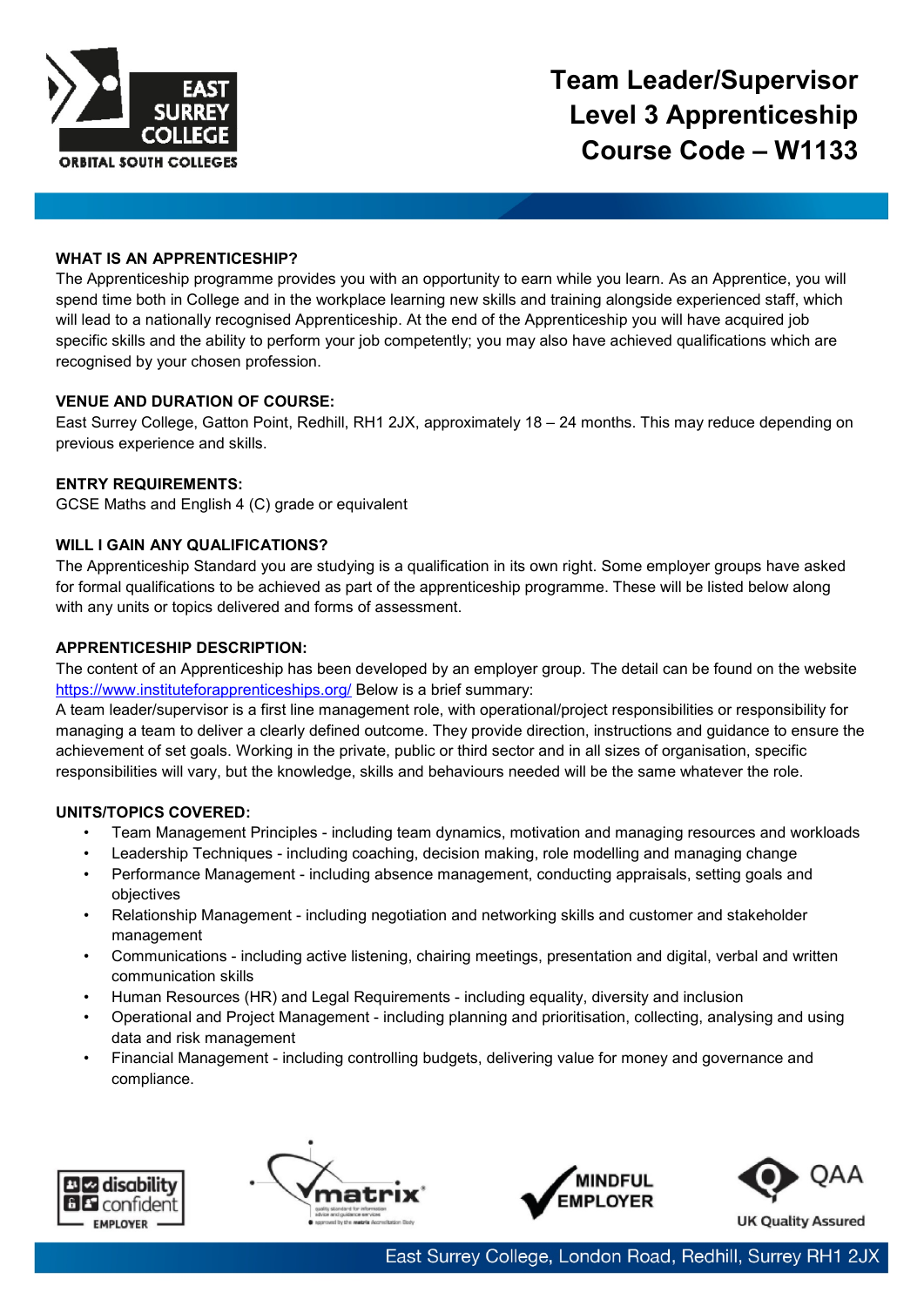# Team Leader/Supervisor Level 3 Apprenticeship Course Code – W1133

**WHAT IS AN APPRENTICESHIP?**

The Apprenticeship programme provides you with an opportunity to earn while you learn. As an Apprentice, you will spend time both in College and in the workplace learning new skills and training alongside experienced staff, which will lead to a nationally recognised Apprenticeship. At the end of the Apprenticeship you will have acquired job specific skills and the ability to perform your job competently; you may also have achieved qualifications which are recognised by your chosen profession.

**VENUE AND DURATION OF COURSE:**

East Surrey College, Gatton Point, Redhill, RH1 2JX, approximately 18 – 24 months. This may reduce depending on previous experience and skills.

**ENTRY REQUIREMENTS:**

GCSE Maths and English 4 (C) grade or equivalent

**WILL I GAIN ANY QUALIFICATIONS?**

The Apprenticeship Standard you are studying is a qualification in its own right. Some employer groups have asked for formal qualifications to be achieved as part of the apprenticeship programme. These will be listed below along with any units or topics delivered and forms of assessment.

**APPRENTICESHIP DESCRIPTION:**

The content of an Apprenticeship has been developed by an employer group. The detail can be found on the website https://www.instituteforapprenticeships.org/ Below is a brief summary:

A team leader/supervisor is a first line management role, with operational/project responsibilities or responsibility for managing a team to deliver a clearly defined outcome. They provide direction, instructions and guidance to ensure the achievement of set goals. Working in the private, public or third sector and in all sizes of organisation, specific responsibilities will vary, but the knowledge, skills and behaviours needed will be the same whatever the role.

**UNITS/TOPICS COVERED:**

- Team Management Principles - including team dynamics, motivation and managing resources and workloads
- Leadership Techniques - including coaching, decision making, role modelling and managing change
- Performance Management - including absence management, conducting appraisals, setting goals and objectives
- Relationship Management - including negotiation and networking skills and customer and stakeholder management
- Communications - including active listening, chairing meetings, presentation and digital, verbal and written communication skills
- Human Resources (HR) and Legal Requirements - including equality, diversity and inclusion
- Operational and Project Management - including planning and prioritisation, collecting, analysing and using data and risk management
- Financial Management - including controlling budgets, delivering value for money and governance and compliance.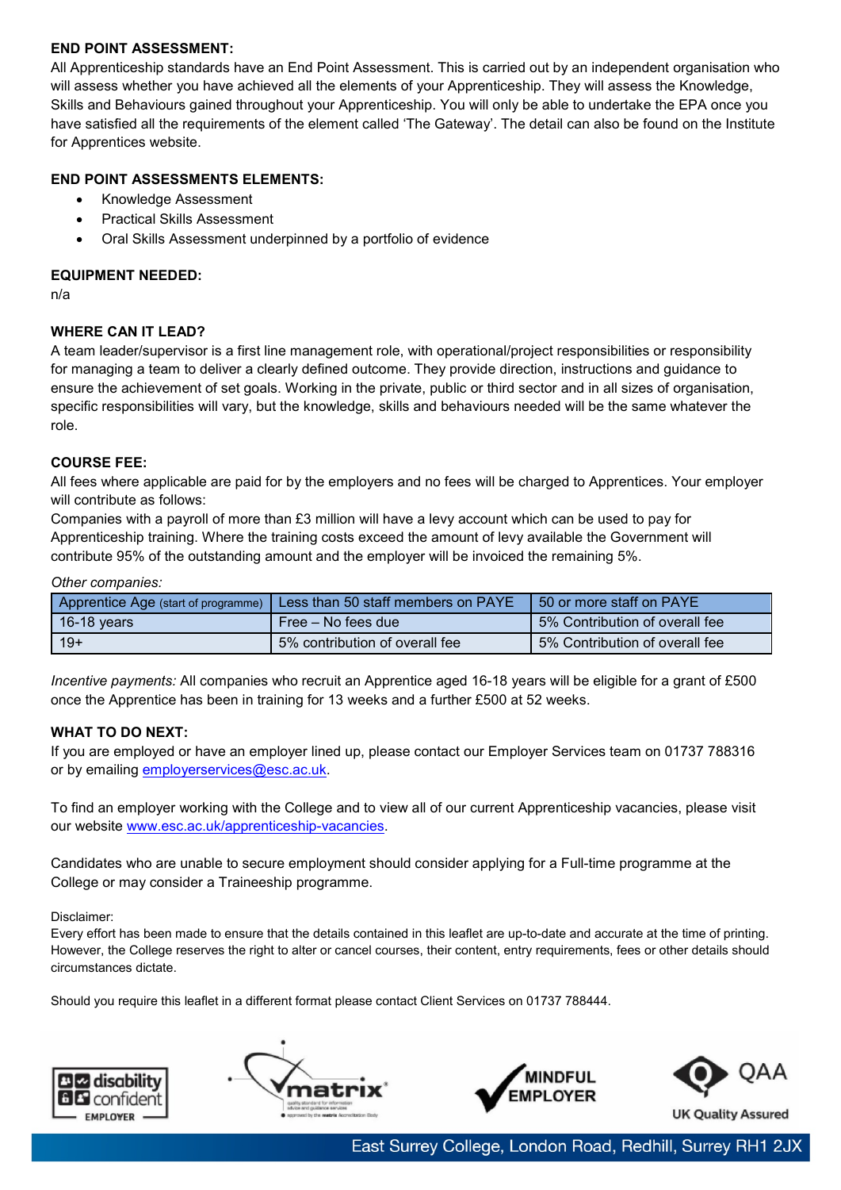**END POINT ASSESSMENT:**
All Apprenticeship standards have an End Point Assessment. This is carried out by an independent organisation who will assess whether you have achieved all the elements of your Apprenticeship. They will assess the Knowledge, Skills and Behaviours gained throughout your Apprenticeship. You will only be able to undertake the EPA once you have satisfied all the requirements of the element called 'The Gateway'. The detail can also be found on the Institute for Apprentices website.

**END POINT ASSESSMENTS ELEMENTS:**

- Knowledge Assessment
- Practical Skills Assessment
- Oral Skills Assessment underpinned by a portfolio of evidence

**EQUIPMENT NEEDED:**
n/a

**WHERE CAN IT LEAD?**
A team leader/supervisor is a first line management role, with operational/project responsibilities or responsibility for managing a team to deliver a clearly defined outcome. They provide direction, instructions and guidance to ensure the achievement of set goals. Working in the private, public or third sector and in all sizes of organisation, specific responsibilities will vary, but the knowledge, skills and behaviours needed will be the same whatever the role.

**COURSE FEE:**
All fees where applicable are paid for by the employers and no fees will be charged to Apprentices. Your employer will contribute as follows:
Companies with a payroll of more than £3 million will have a levy account which can be used to pay for Apprenticeship training. Where the training costs exceed the amount of levy available the Government will contribute 95% of the outstanding amount and the employer will be invoiced the remaining 5%.

*Other companies:*

| Apprentice Age (start of programme) | Less than 50 staff members on PAYE | 50 or more staff on PAYE |
|---|---|---|
| 16-18 years | Free – No fees due | 5% Contribution of overall fee |
| 19+ | 5% contribution of overall fee | 5% Contribution of overall fee |

*Incentive payments:* All companies who recruit an Apprentice aged 16-18 years will be eligible for a grant of £500 once the Apprentice has been in training for 13 weeks and a further £500 at 52 weeks.

**WHAT TO DO NEXT:**
If you are employed or have an employer lined up, please contact our Employer Services team on 01737 788316 or by emailing employerservices@esc.ac.uk.

To find an employer working with the College and to view all of our current Apprenticeship vacancies, please visit our website www.esc.ac.uk/apprenticeship-vacancies.

Candidates who are unable to secure employment should consider applying for a Full-time programme at the College or may consider a Traineeship programme.

Disclaimer:
Every effort has been made to ensure that the details contained in this leaflet are up-to-date and accurate at the time of printing. However, the College reserves the right to alter or cancel courses, their content, entry requirements, fees or other details should circumstances dictate.

Should you require this leaflet in a different format please contact Client Services on 01737 788444.

disability confident EMPLOYER

matrix

MINDFUL EMPLOYER

QAA UK Quality Assured

East Surrey College, London Road, Redhill, Surrey RH1 2JX